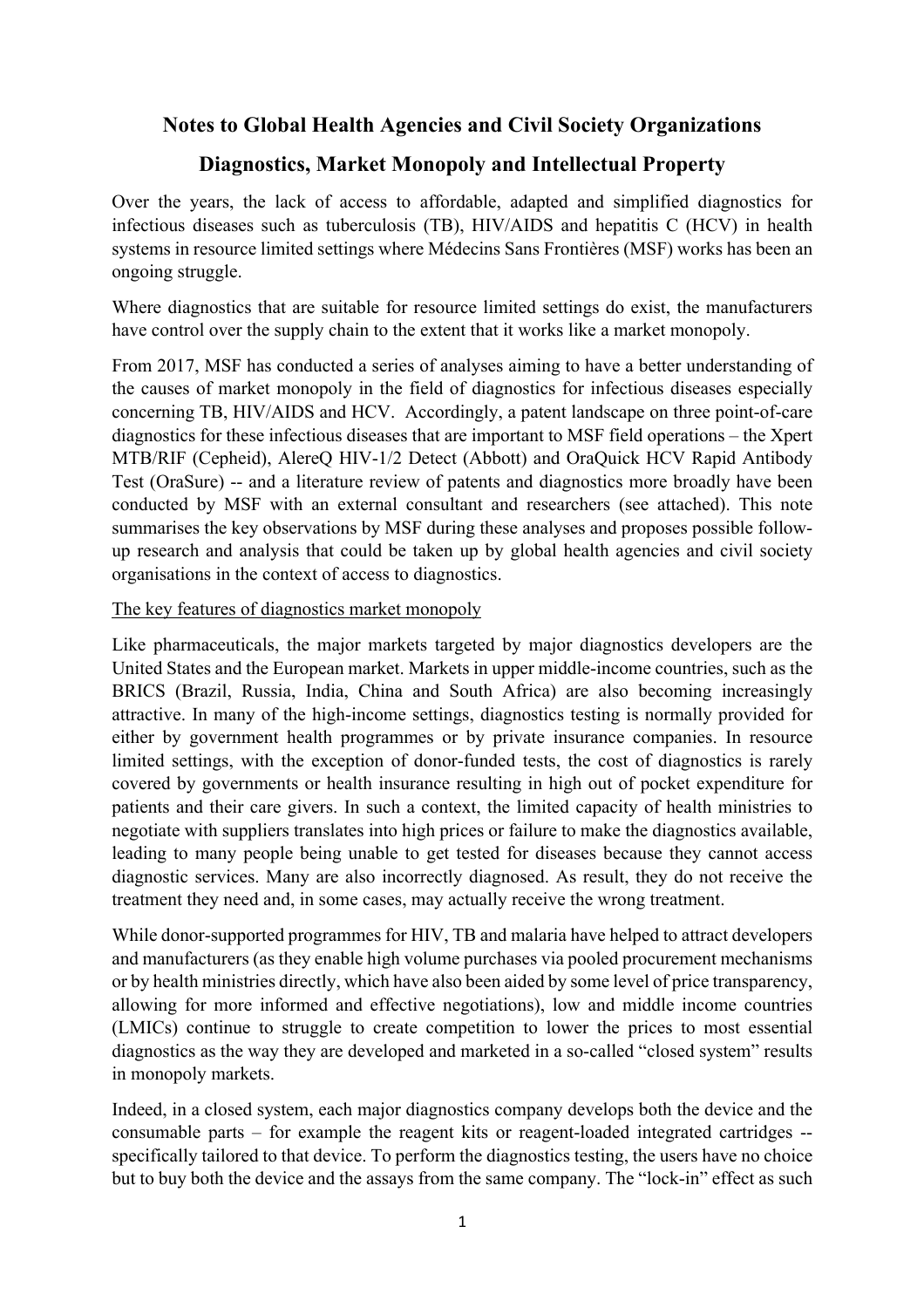## Notes to Global Health Agencies and Civil Society Organizations

## Diagnostics, Market Monopoly and Intellectual Property

Over the years, the lack of access to affordable, adapted and simplified diagnostics for infectious diseases such as tuberculosis (TB), HIV/AIDS and hepatitis C (HCV) in health systems in resource limited settings where Médecins Sans Frontières (MSF) works has been an ongoing struggle.

Where diagnostics that are suitable for resource limited settings do exist, the manufacturers have control over the supply chain to the extent that it works like a market monopoly.

From 2017, MSF has conducted a series of analyses aiming to have a better understanding of the causes of market monopoly in the field of diagnostics for infectious diseases especially concerning TB, HIV/AIDS and HCV. Accordingly, a patent landscape on three point-of-care diagnostics for these infectious diseases that are important to MSF field operations – the Xpert MTB/RIF (Cepheid), AlereQ HIV-1/2 Detect (Abbott) and OraQuick HCV Rapid Antibody Test (OraSure) -- and a literature review of patents and diagnostics more broadly have been conducted by MSF with an external consultant and researchers (see attached). This note summarises the key observations by MSF during these analyses and proposes possible follow-up research and analysis that could be taken up by global health agencies and civil society organisations in the context of access to diagnostics.

<u>The key features of diagnostics market monopoly</u>

Like pharmaceuticals, the major markets targeted by major diagnostics developers are the United States and the European market. Markets in upper middle-income countries, such as the BRICS (Brazil, Russia, India, China and South Africa) are also becoming increasingly attractive. In many of the high-income settings, diagnostics testing is normally provided for either by government health programmes or by private insurance companies. In resource limited settings, with the exception of donor-funded tests, the cost of diagnostics is rarely covered by governments or health insurance resulting in high out of pocket expenditure for patients and their care givers. In such a context, the limited capacity of health ministries to negotiate with suppliers translates into high prices or failure to make the diagnostics available, leading to many people being unable to get tested for diseases because they cannot access diagnostic services. Many are also incorrectly diagnosed. As result, they do not receive the treatment they need and, in some cases, may actually receive the wrong treatment.

While donor-supported programmes for HIV, TB and malaria have helped to attract developers and manufacturers (as they enable high volume purchases via pooled procurement mechanisms or by health ministries directly, which have also been aided by some level of price transparency, allowing for more informed and effective negotiations), low and middle income countries (LMICs) continue to struggle to create competition to lower the prices to most essential diagnostics as the way they are developed and marketed in a so-called "closed system" results in monopoly markets.

Indeed, in a closed system, each major diagnostics company develops both the device and the consumable parts – for example the reagent kits or reagent-loaded integrated cartridges -- specifically tailored to that device. To perform the diagnostics testing, the users have no choice but to buy both the device and the assays from the same company. The "lock-in" effect as such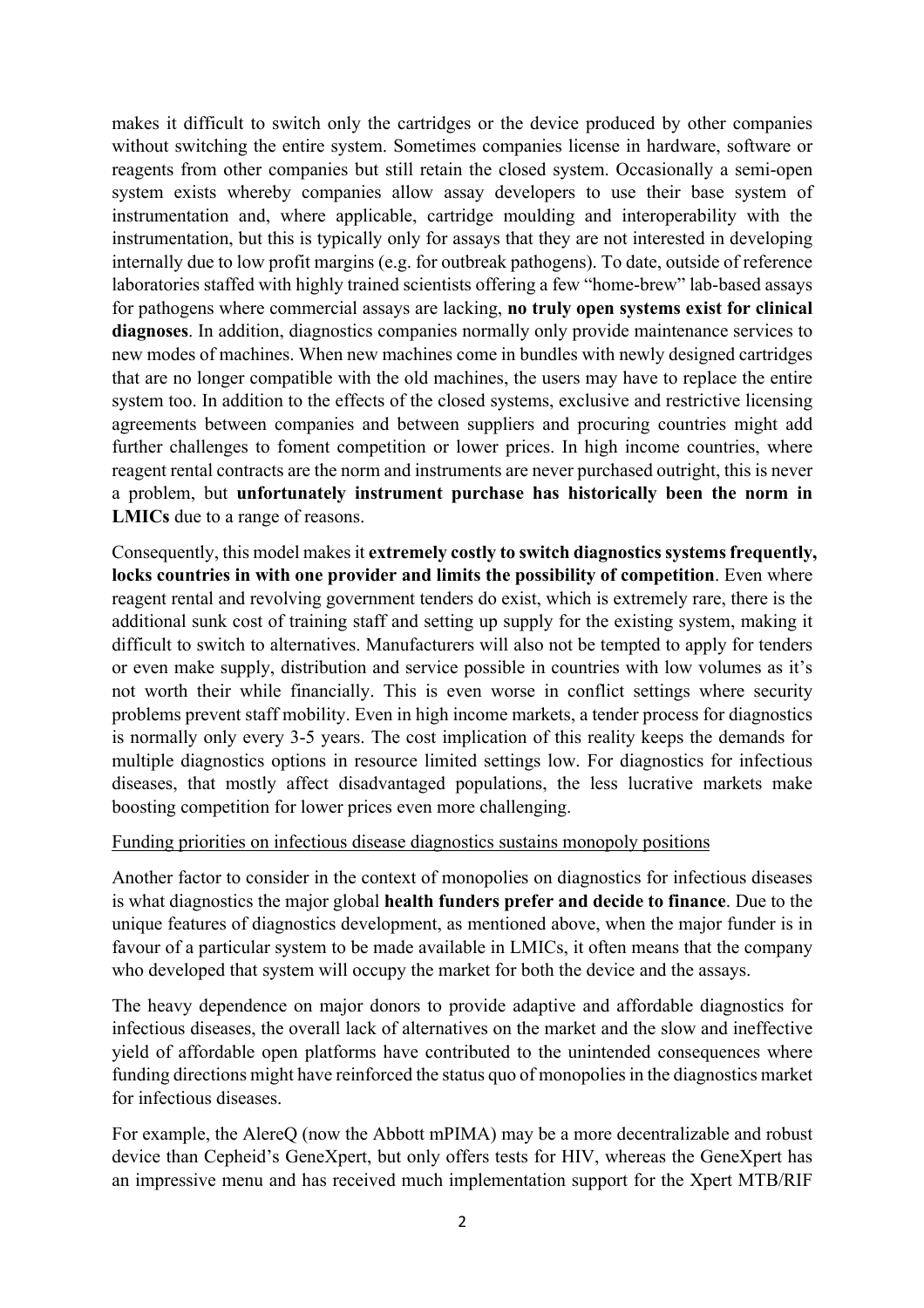makes it difficult to switch only the cartridges or the device produced by other companies without switching the entire system. Sometimes companies license in hardware, software or reagents from other companies but still retain the closed system. Occasionally a semi-open system exists whereby companies allow assay developers to use their base system of instrumentation and, where applicable, cartridge moulding and interoperability with the instrumentation, but this is typically only for assays that they are not interested in developing internally due to low profit margins (e.g. for outbreak pathogens). To date, outside of reference laboratories staffed with highly trained scientists offering a few "home-brew" lab-based assays for pathogens where commercial assays are lacking, **no truly open systems exist for clinical diagnoses**. In addition, diagnostics companies normally only provide maintenance services to new modes of machines. When new machines come in bundles with newly designed cartridges that are no longer compatible with the old machines, the users may have to replace the entire system too. In addition to the effects of the closed systems, exclusive and restrictive licensing agreements between companies and between suppliers and procuring countries might add further challenges to foment competition or lower prices. In high income countries, where reagent rental contracts are the norm and instruments are never purchased outright, this is never a problem, but **unfortunately instrument purchase has historically been the norm in LMICs** due to a range of reasons.

Consequently, this model makes it **extremely costly to switch diagnostics systems frequently, locks countries in with one provider and limits the possibility of competition**. Even where reagent rental and revolving government tenders do exist, which is extremely rare, there is the additional sunk cost of training staff and setting up supply for the existing system, making it difficult to switch to alternatives. Manufacturers will also not be tempted to apply for tenders or even make supply, distribution and service possible in countries with low volumes as it's not worth their while financially. This is even worse in conflict settings where security problems prevent staff mobility. Even in high income markets, a tender process for diagnostics is normally only every 3-5 years. The cost implication of this reality keeps the demands for multiple diagnostics options in resource limited settings low. For diagnostics for infectious diseases, that mostly affect disadvantaged populations, the less lucrative markets make boosting competition for lower prices even more challenging.

<u>Funding priorities on infectious disease diagnostics sustains monopoly positions</u>

Another factor to consider in the context of monopolies on diagnostics for infectious diseases is what diagnostics the major global **health funders prefer and decide to finance**. Due to the unique features of diagnostics development, as mentioned above, when the major funder is in favour of a particular system to be made available in LMICs, it often means that the company who developed that system will occupy the market for both the device and the assays.

The heavy dependence on major donors to provide adaptive and affordable diagnostics for infectious diseases, the overall lack of alternatives on the market and the slow and ineffective yield of affordable open platforms have contributed to the unintended consequences where funding directions might have reinforced the status quo of monopolies in the diagnostics market for infectious diseases.

For example, the AlereQ (now the Abbott mPIMA) may be a more decentralizable and robust device than Cepheid's GeneXpert, but only offers tests for HIV, whereas the GeneXpert has an impressive menu and has received much implementation support for the Xpert MTB/RIF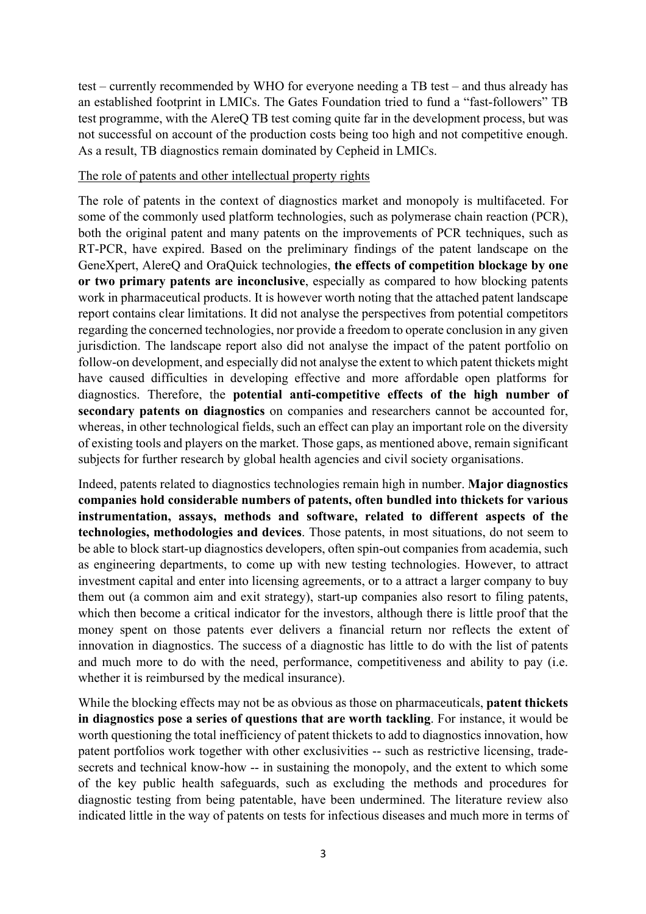test – currently recommended by WHO for everyone needing a TB test – and thus already has an established footprint in LMICs. The Gates Foundation tried to fund a "fast-followers" TB test programme, with the AlereQ TB test coming quite far in the development process, but was not successful on account of the production costs being too high and not competitive enough. As a result, TB diagnostics remain dominated by Cepheid in LMICs.

The role of patents and other intellectual property rights

The role of patents in the context of diagnostics market and monopoly is multifaceted. For some of the commonly used platform technologies, such as polymerase chain reaction (PCR), both the original patent and many patents on the improvements of PCR techniques, such as RT-PCR, have expired. Based on the preliminary findings of the patent landscape on the GeneXpert, AlereQ and OraQuick technologies, **the effects of competition blockage by one or two primary patents are inconclusive**, especially as compared to how blocking patents work in pharmaceutical products. It is however worth noting that the attached patent landscape report contains clear limitations. It did not analyse the perspectives from potential competitors regarding the concerned technologies, nor provide a freedom to operate conclusion in any given jurisdiction. The landscape report also did not analyse the impact of the patent portfolio on follow-on development, and especially did not analyse the extent to which patent thickets might have caused difficulties in developing effective and more affordable open platforms for diagnostics. Therefore, the **potential anti-competitive effects of the high number of secondary patents on diagnostics** on companies and researchers cannot be accounted for, whereas, in other technological fields, such an effect can play an important role on the diversity of existing tools and players on the market. Those gaps, as mentioned above, remain significant subjects for further research by global health agencies and civil society organisations.

Indeed, patents related to diagnostics technologies remain high in number. **Major diagnostics companies hold considerable numbers of patents, often bundled into thickets for various instrumentation, assays, methods and software, related to different aspects of the technologies, methodologies and devices**. Those patents, in most situations, do not seem to be able to block start-up diagnostics developers, often spin-out companies from academia, such as engineering departments, to come up with new testing technologies. However, to attract investment capital and enter into licensing agreements, or to a attract a larger company to buy them out (a common aim and exit strategy), start-up companies also resort to filing patents, which then become a critical indicator for the investors, although there is little proof that the money spent on those patents ever delivers a financial return nor reflects the extent of innovation in diagnostics. The success of a diagnostic has little to do with the list of patents and much more to do with the need, performance, competitiveness and ability to pay (i.e. whether it is reimbursed by the medical insurance).

While the blocking effects may not be as obvious as those on pharmaceuticals, **patent thickets in diagnostics pose a series of questions that are worth tackling**. For instance, it would be worth questioning the total inefficiency of patent thickets to add to diagnostics innovation, how patent portfolios work together with other exclusivities -- such as restrictive licensing, trade-secrets and technical know-how -- in sustaining the monopoly, and the extent to which some of the key public health safeguards, such as excluding the methods and procedures for diagnostic testing from being patentable, have been undermined. The literature review also indicated little in the way of patents on tests for infectious diseases and much more in terms of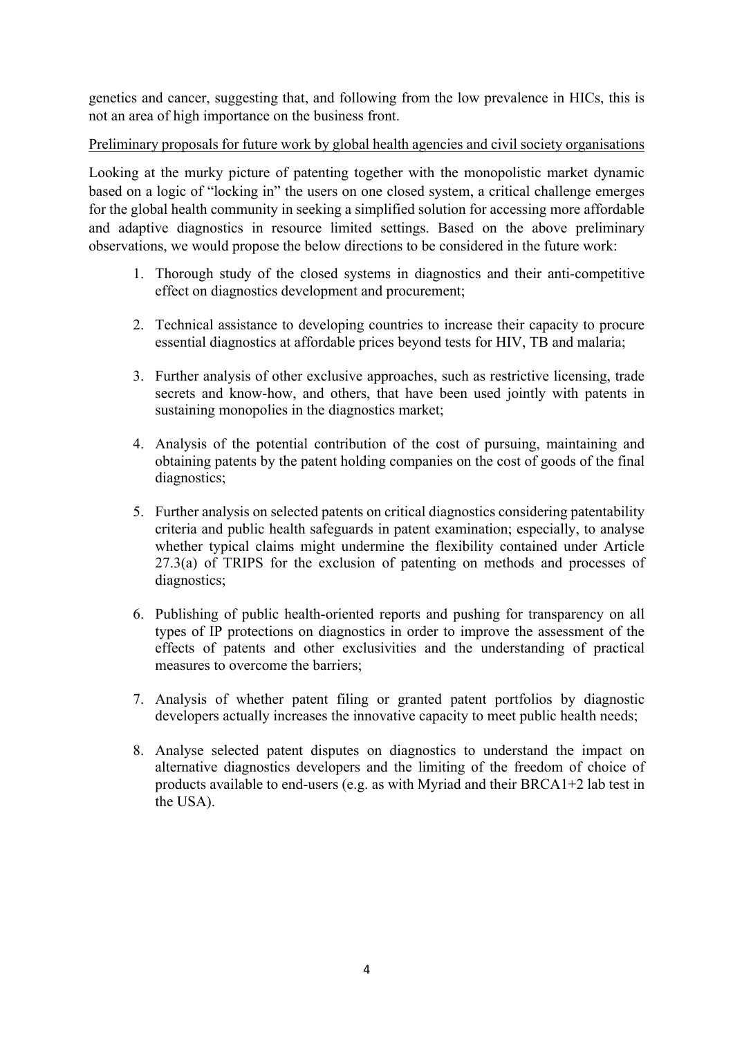genetics and cancer, suggesting that, and following from the low prevalence in HICs, this is not an area of high importance on the business front.

Preliminary proposals for future work by global health agencies and civil society organisations

Looking at the murky picture of patenting together with the monopolistic market dynamic based on a logic of "locking in" the users on one closed system, a critical challenge emerges for the global health community in seeking a simplified solution for accessing more affordable and adaptive diagnostics in resource limited settings. Based on the above preliminary observations, we would propose the below directions to be considered in the future work:

1. Thorough study of the closed systems in diagnostics and their anti-competitive effect on diagnostics development and procurement;

2. Technical assistance to developing countries to increase their capacity to procure essential diagnostics at affordable prices beyond tests for HIV, TB and malaria;

3. Further analysis of other exclusive approaches, such as restrictive licensing, trade secrets and know-how, and others, that have been used jointly with patents in sustaining monopolies in the diagnostics market;

4. Analysis of the potential contribution of the cost of pursuing, maintaining and obtaining patents by the patent holding companies on the cost of goods of the final diagnostics;

5. Further analysis on selected patents on critical diagnostics considering patentability criteria and public health safeguards in patent examination; especially, to analyse whether typical claims might undermine the flexibility contained under Article 27.3(a) of TRIPS for the exclusion of patenting on methods and processes of diagnostics;

6. Publishing of public health-oriented reports and pushing for transparency on all types of IP protections on diagnostics in order to improve the assessment of the effects of patents and other exclusivities and the understanding of practical measures to overcome the barriers;

7. Analysis of whether patent filing or granted patent portfolios by diagnostic developers actually increases the innovative capacity to meet public health needs;

8. Analyse selected patent disputes on diagnostics to understand the impact on alternative diagnostics developers and the limiting of the freedom of choice of products available to end-users (e.g. as with Myriad and their BRCA1+2 lab test in the USA).